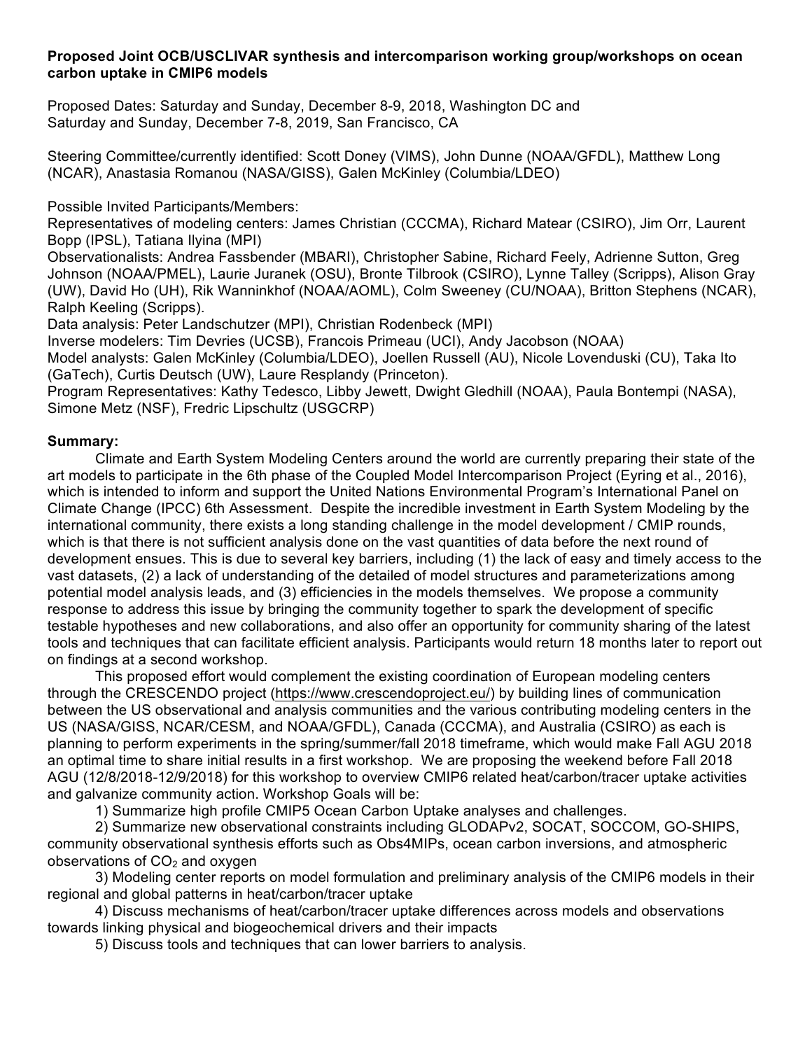**Proposed Joint OCB/USCLIVAR synthesis and intercomparison working group/workshops on ocean carbon uptake in CMIP6 models**

Proposed Dates: Saturday and Sunday, December 8-9, 2018, Washington DC and
Saturday and Sunday, December 7-8, 2019, San Francisco, CA

Steering Committee/currently identified: Scott Doney (VIMS), John Dunne (NOAA/GFDL), Matthew Long (NCAR), Anastasia Romanou (NASA/GISS), Galen McKinley (Columbia/LDEO)

Possible Invited Participants/Members:
Representatives of modeling centers: James Christian (CCCMA), Richard Matear (CSIRO), Jim Orr, Laurent Bopp (IPSL), Tatiana Ilyina (MPI)
Observationalists: Andrea Fassbender (MBARI), Christopher Sabine, Richard Feely, Adrienne Sutton, Greg Johnson (NOAA/PMEL), Laurie Juranek (OSU), Bronte Tilbrook (CSIRO), Lynne Talley (Scripps), Alison Gray (UW), David Ho (UH), Rik Wanninkhof (NOAA/AOML), Colm Sweeney (CU/NOAA), Britton Stephens (NCAR), Ralph Keeling (Scripps).
Data analysis: Peter Landschutzer (MPI), Christian Rodenbeck (MPI)
Inverse modelers: Tim Devries (UCSB), Francois Primeau (UCI), Andy Jacobson (NOAA)
Model analysts: Galen McKinley (Columbia/LDEO), Joellen Russell (AU), Nicole Lovenduski (CU), Taka Ito (GaTech), Curtis Deutsch (UW), Laure Resplandy (Princeton).
Program Representatives: Kathy Tedesco, Libby Jewett, Dwight Gledhill (NOAA), Paula Bontempi (NASA), Simone Metz (NSF), Fredric Lipschultz (USGCRP)

**Summary:**

Climate and Earth System Modeling Centers around the world are currently preparing their state of the art models to participate in the 6th phase of the Coupled Model Intercomparison Project (Eyring et al., 2016), which is intended to inform and support the United Nations Environmental Program's International Panel on Climate Change (IPCC) 6th Assessment. Despite the incredible investment in Earth System Modeling by the international community, there exists a long standing challenge in the model development / CMIP rounds, which is that there is not sufficient analysis done on the vast quantities of data before the next round of development ensues. This is due to several key barriers, including (1) the lack of easy and timely access to the vast datasets, (2) a lack of understanding of the detailed of model structures and parameterizations among potential model analysis leads, and (3) efficiencies in the models themselves. We propose a community response to address this issue by bringing the community together to spark the development of specific testable hypotheses and new collaborations, and also offer an opportunity for community sharing of the latest tools and techniques that can facilitate efficient analysis. Participants would return 18 months later to report out on findings at a second workshop.

This proposed effort would complement the existing coordination of European modeling centers through the CRESCENDO project (https://www.crescendoproject.eu/) by building lines of communication between the US observational and analysis communities and the various contributing modeling centers in the US (NASA/GISS, NCAR/CESM, and NOAA/GFDL), Canada (CCCMA), and Australia (CSIRO) as each is planning to perform experiments in the spring/summer/fall 2018 timeframe, which would make Fall AGU 2018 an optimal time to share initial results in a first workshop. We are proposing the weekend before Fall 2018 AGU (12/8/2018-12/9/2018) for this workshop to overview CMIP6 related heat/carbon/tracer uptake activities and galvanize community action. Workshop Goals will be:

1) Summarize high profile CMIP5 Ocean Carbon Uptake analyses and challenges.

2) Summarize new observational constraints including GLODAPv2, SOCAT, SOCCOM, GO-SHIPS, community observational synthesis efforts such as Obs4MIPs, ocean carbon inversions, and atmospheric observations of $CO_2$ and oxygen

3) Modeling center reports on model formulation and preliminary analysis of the CMIP6 models in their regional and global patterns in heat/carbon/tracer uptake

4) Discuss mechanisms of heat/carbon/tracer uptake differences across models and observations towards linking physical and biogeochemical drivers and their impacts

5) Discuss tools and techniques that can lower barriers to analysis.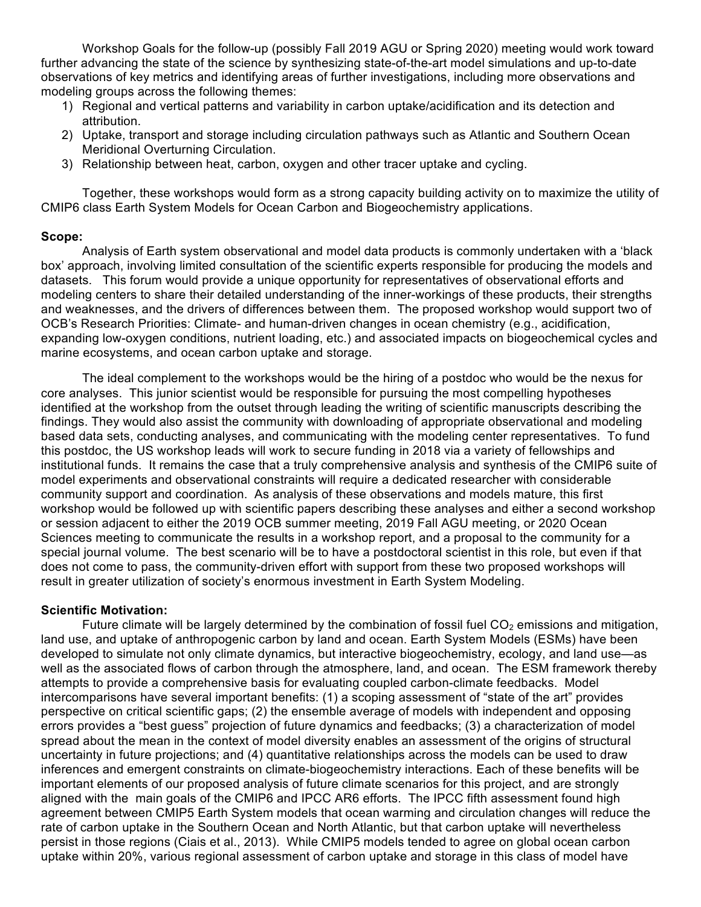Workshop Goals for the follow-up (possibly Fall 2019 AGU or Spring 2020) meeting would work toward further advancing the state of the science by synthesizing state-of-the-art model simulations and up-to-date observations of key metrics and identifying areas of further investigations, including more observations and modeling groups across the following themes:

1) Regional and vertical patterns and variability in carbon uptake/acidification and its detection and attribution.
2) Uptake, transport and storage including circulation pathways such as Atlantic and Southern Ocean Meridional Overturning Circulation.
3) Relationship between heat, carbon, oxygen and other tracer uptake and cycling.

Together, these workshops would form as a strong capacity building activity on to maximize the utility of CMIP6 class Earth System Models for Ocean Carbon and Biogeochemistry applications.

**Scope:**

Analysis of Earth system observational and model data products is commonly undertaken with a 'black box' approach, involving limited consultation of the scientific experts responsible for producing the models and datasets. This forum would provide a unique opportunity for representatives of observational efforts and modeling centers to share their detailed understanding of the inner-workings of these products, their strengths and weaknesses, and the drivers of differences between them. The proposed workshop would support two of OCB's Research Priorities: Climate- and human-driven changes in ocean chemistry (e.g., acidification, expanding low-oxygen conditions, nutrient loading, etc.) and associated impacts on biogeochemical cycles and marine ecosystems, and ocean carbon uptake and storage.

The ideal complement to the workshops would be the hiring of a postdoc who would be the nexus for core analyses. This junior scientist would be responsible for pursuing the most compelling hypotheses identified at the workshop from the outset through leading the writing of scientific manuscripts describing the findings. They would also assist the community with downloading of appropriate observational and modeling based data sets, conducting analyses, and communicating with the modeling center representatives. To fund this postdoc, the US workshop leads will work to secure funding in 2018 via a variety of fellowships and institutional funds. It remains the case that a truly comprehensive analysis and synthesis of the CMIP6 suite of model experiments and observational constraints will require a dedicated researcher with considerable community support and coordination. As analysis of these observations and models mature, this first workshop would be followed up with scientific papers describing these analyses and either a second workshop or session adjacent to either the 2019 OCB summer meeting, 2019 Fall AGU meeting, or 2020 Ocean Sciences meeting to communicate the results in a workshop report, and a proposal to the community for a special journal volume. The best scenario will be to have a postdoctoral scientist in this role, but even if that does not come to pass, the community-driven effort with support from these two proposed workshops will result in greater utilization of society's enormous investment in Earth System Modeling.

**Scientific Motivation:**

Future climate will be largely determined by the combination of fossil fuel $CO_2$ emissions and mitigation, land use, and uptake of anthropogenic carbon by land and ocean. Earth System Models (ESMs) have been developed to simulate not only climate dynamics, but interactive biogeochemistry, ecology, and land use—as well as the associated flows of carbon through the atmosphere, land, and ocean. The ESM framework thereby attempts to provide a comprehensive basis for evaluating coupled carbon-climate feedbacks. Model intercomparisons have several important benefits: (1) a scoping assessment of "state of the art" provides perspective on critical scientific gaps; (2) the ensemble average of models with independent and opposing errors provides a "best guess" projection of future dynamics and feedbacks; (3) a characterization of model spread about the mean in the context of model diversity enables an assessment of the origins of structural uncertainty in future projections; and (4) quantitative relationships across the models can be used to draw inferences and emergent constraints on climate-biogeochemistry interactions. Each of these benefits will be important elements of our proposed analysis of future climate scenarios for this project, and are strongly aligned with the main goals of the CMIP6 and IPCC AR6 efforts. The IPCC fifth assessment found high agreement between CMIP5 Earth System models that ocean warming and circulation changes will reduce the rate of carbon uptake in the Southern Ocean and North Atlantic, but that carbon uptake will nevertheless persist in those regions (Ciais et al., 2013). While CMIP5 models tended to agree on global ocean carbon uptake within 20%, various regional assessment of carbon uptake and storage in this class of model have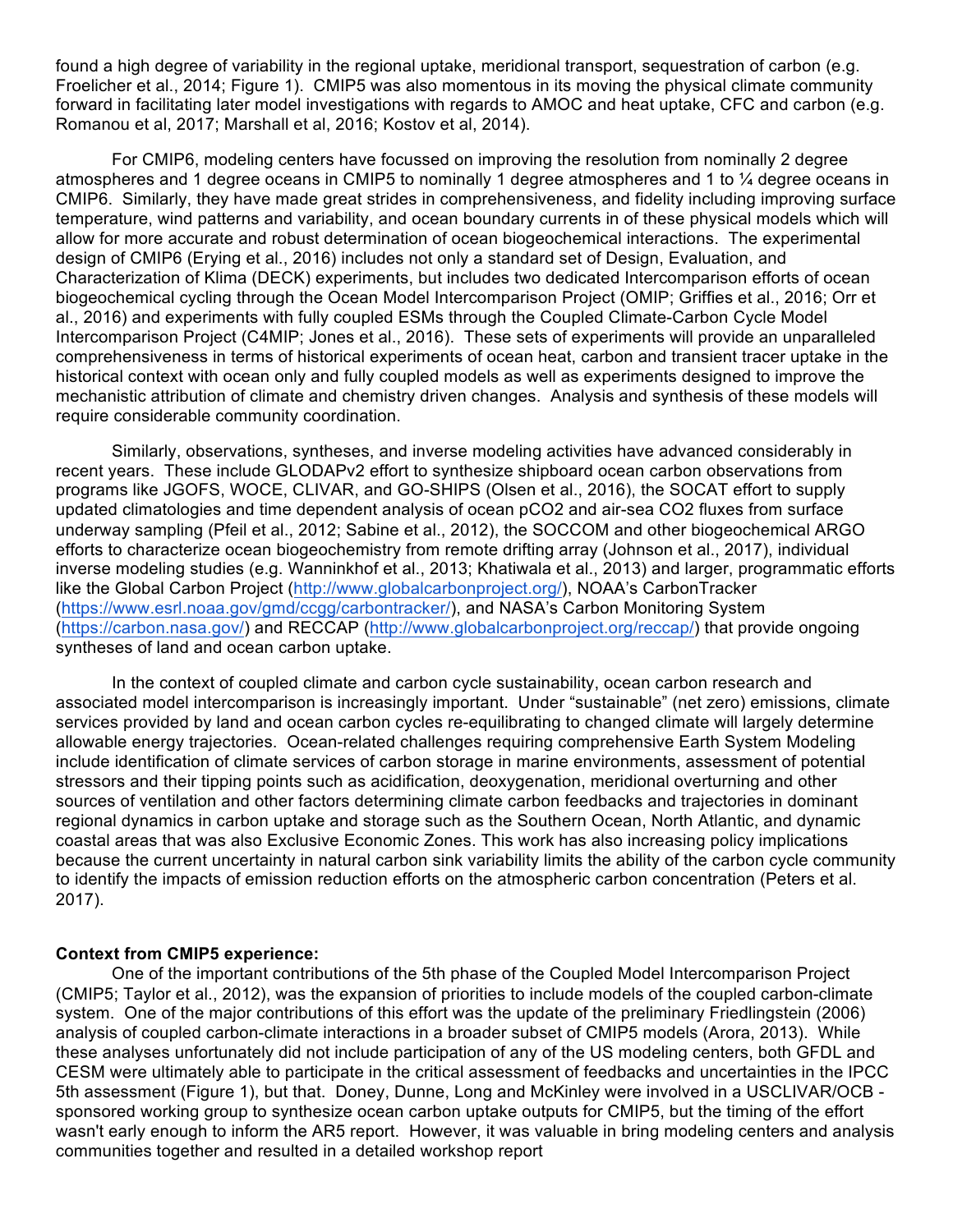found a high degree of variability in the regional uptake, meridional transport, sequestration of carbon (e.g. Froelicher et al., 2014; Figure 1). CMIP5 was also momentous in its moving the physical climate community forward in facilitating later model investigations with regards to AMOC and heat uptake, CFC and carbon (e.g. Romanou et al, 2017; Marshall et al, 2016; Kostov et al, 2014).

For CMIP6, modeling centers have focussed on improving the resolution from nominally 2 degree atmospheres and 1 degree oceans in CMIP5 to nominally 1 degree atmospheres and 1 to ¼ degree oceans in CMIP6. Similarly, they have made great strides in comprehensiveness, and fidelity including improving surface temperature, wind patterns and variability, and ocean boundary currents in of these physical models which will allow for more accurate and robust determination of ocean biogeochemical interactions. The experimental design of CMIP6 (Erying et al., 2016) includes not only a standard set of Design, Evaluation, and Characterization of Klima (DECK) experiments, but includes two dedicated Intercomparison efforts of ocean biogeochemical cycling through the Ocean Model Intercomparison Project (OMIP; Griffies et al., 2016; Orr et al., 2016) and experiments with fully coupled ESMs through the Coupled Climate-Carbon Cycle Model Intercomparison Project (C4MIP; Jones et al., 2016). These sets of experiments will provide an unparalleled comprehensiveness in terms of historical experiments of ocean heat, carbon and transient tracer uptake in the historical context with ocean only and fully coupled models as well as experiments designed to improve the mechanistic attribution of climate and chemistry driven changes. Analysis and synthesis of these models will require considerable community coordination.

Similarly, observations, syntheses, and inverse modeling activities have advanced considerably in recent years. These include GLODAPv2 effort to synthesize shipboard ocean carbon observations from programs like JGOFS, WOCE, CLIVAR, and GO-SHIPS (Olsen et al., 2016), the SOCAT effort to supply updated climatologies and time dependent analysis of ocean $pCO_2$ and air-sea $CO_2$ fluxes from surface underway sampling (Pfeil et al., 2012; Sabine et al., 2012), the SOCCOM and other biogeochemical ARGO efforts to characterize ocean biogeochemistry from remote drifting array (Johnson et al., 2017), individual inverse modeling studies (e.g. Wanninkhof et al., 2013; Khatiwala et al., 2013) and larger, programmatic efforts like the Global Carbon Project (http://www.globalcarbonproject.org/), NOAA's CarbonTracker (https://www.esrl.noaa.gov/gmd/ccgg/carbontracker/), and NASA's Carbon Monitoring System (https://carbon.nasa.gov/) and RECCAP (http://www.globalcarbonproject.org/reccap/) that provide ongoing syntheses of land and ocean carbon uptake.

In the context of coupled climate and carbon cycle sustainability, ocean carbon research and associated model intercomparison is increasingly important. Under "sustainable" (net zero) emissions, climate services provided by land and ocean carbon cycles re-equilibrating to changed climate will largely determine allowable energy trajectories. Ocean-related challenges requiring comprehensive Earth System Modeling include identification of climate services of carbon storage in marine environments, assessment of potential stressors and their tipping points such as acidification, deoxygenation, meridional overturning and other sources of ventilation and other factors determining climate carbon feedbacks and trajectories in dominant regional dynamics in carbon uptake and storage such as the Southern Ocean, North Atlantic, and dynamic coastal areas that was also Exclusive Economic Zones. This work has also increasing policy implications because the current uncertainty in natural carbon sink variability limits the ability of the carbon cycle community to identify the impacts of emission reduction efforts on the atmospheric carbon concentration (Peters et al. 2017).

**Context from CMIP5 experience:**

One of the important contributions of the 5th phase of the Coupled Model Intercomparison Project (CMIP5; Taylor et al., 2012), was the expansion of priorities to include models of the coupled carbon-climate system. One of the major contributions of this effort was the update of the preliminary Friedlingstein (2006) analysis of coupled carbon-climate interactions in a broader subset of CMIP5 models (Arora, 2013). While these analyses unfortunately did not include participation of any of the US modeling centers, both GFDL and CESM were ultimately able to participate in the critical assessment of feedbacks and uncertainties in the IPCC 5th assessment (Figure 1), but that. Doney, Dunne, Long and McKinley were involved in a USCLIVAR/OCB - sponsored working group to synthesize ocean carbon uptake outputs for CMIP5, but the timing of the effort wasn't early enough to inform the AR5 report. However, it was valuable in bring modeling centers and analysis communities together and resulted in a detailed workshop report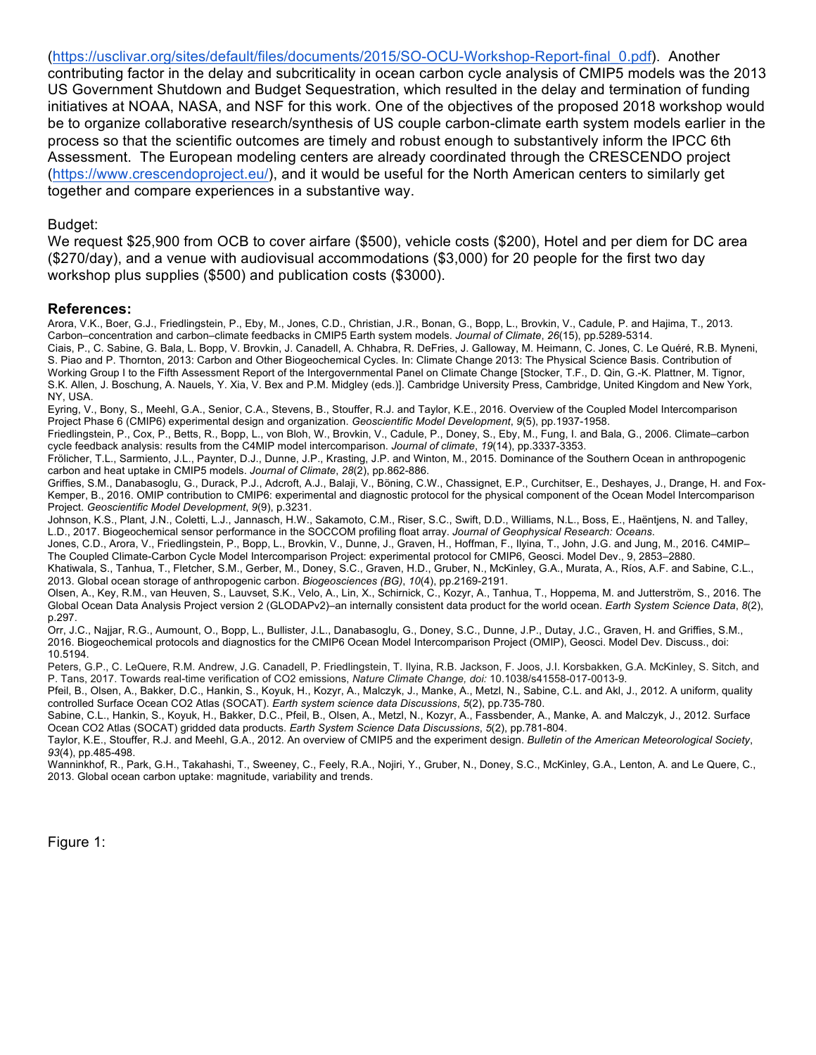(https://usclivar.org/sites/default/files/documents/2015/SO-OCU-Workshop-Report-final_0.pdf). Another contributing factor in the delay and subcriticality in ocean carbon cycle analysis of CMIP5 models was the 2013 US Government Shutdown and Budget Sequestration, which resulted in the delay and termination of funding initiatives at NOAA, NASA, and NSF for this work. One of the objectives of the proposed 2018 workshop would be to organize collaborative research/synthesis of US couple carbon-climate earth system models earlier in the process so that the scientific outcomes are timely and robust enough to substantively inform the IPCC 6th Assessment. The European modeling centers are already coordinated through the CRESCENDO project (https://www.crescendoproject.eu/), and it would be useful for the North American centers to similarly get together and compare experiences in a substantive way.

Budget:

We request $25,900 from OCB to cover airfare ($500), vehicle costs ($200), Hotel and per diem for DC area ($270/day), and a venue with audiovisual accommodations ($3,000) for 20 people for the first two day workshop plus supplies ($500) and publication costs ($3000).

## References:

Arora, V.K., Boer, G.J., Friedlingstein, P., Eby, M., Jones, C.D., Christian, J.R., Bonan, G., Bopp, L., Brovkin, V., Cadule, P. and Hajima, T., 2013. Carbon–concentration and carbon–climate feedbacks in CMIP5 Earth system models. *Journal of Climate*, *26*(15), pp.5289-5314.

Ciais, P., C. Sabine, G. Bala, L. Bopp, V. Brovkin, J. Canadell, A. Chhabra, R. DeFries, J. Galloway, M. Heimann, C. Jones, C. Le Quéré, R.B. Myneni, S. Piao and P. Thornton, 2013: Carbon and Other Biogeochemical Cycles. In: Climate Change 2013: The Physical Science Basis. Contribution of Working Group I to the Fifth Assessment Report of the Intergovernmental Panel on Climate Change [Stocker, T.F., D. Qin, G.-K. Plattner, M. Tignor, S.K. Allen, J. Boschung, A. Nauels, Y. Xia, V. Bex and P.M. Midgley (eds.)]. Cambridge University Press, Cambridge, United Kingdom and New York, NY, USA.

Eyring, V., Bony, S., Meehl, G.A., Senior, C.A., Stevens, B., Stouffer, R.J. and Taylor, K.E., 2016. Overview of the Coupled Model Intercomparison Project Phase 6 (CMIP6) experimental design and organization. *Geoscientific Model Development*, *9*(5), pp.1937-1958.

Friedlingstein, P., Cox, P., Betts, R., Bopp, L., von Bloh, W., Brovkin, V., Cadule, P., Doney, S., Eby, M., Fung, I. and Bala, G., 2006. Climate–carbon cycle feedback analysis: results from the C4MIP model intercomparison. *Journal of climate*, *19*(14), pp.3337-3353.

Frölicher, T.L., Sarmiento, J.L., Paynter, D.J., Dunne, J.P., Krasting, J.P. and Winton, M., 2015. Dominance of the Southern Ocean in anthropogenic carbon and heat uptake in CMIP5 models. *Journal of Climate*, *28*(2), pp.862-886.

Griffies, S.M., Danabasoglu, G., Durack, P.J., Adcroft, A.J., Balaji, V., Böning, C.W., Chassignet, E.P., Curchitser, E., Deshayes, J., Drange, H. and Fox-Kemper, B., 2016. OMIP contribution to CMIP6: experimental and diagnostic protocol for the physical component of the Ocean Model Intercomparison Project. *Geoscientific Model Development*, *9*(9), p.3231.

Johnson, K.S., Plant, J.N., Coletti, L.J., Jannasch, H.W., Sakamoto, C.M., Riser, S.C., Swift, D.D., Williams, N.L., Boss, E., Haëntjens, N. and Talley, L.D., 2017. Biogeochemical sensor performance in the SOCCOM profiling float array. *Journal of Geophysical Research: Oceans.*

Jones, C.D., Arora, V., Friedlingstein, P., Bopp, L., Brovkin, V., Dunne, J., Graven, H., Hoffman, F., Ilyina, T., John, J.G. and Jung, M., 2016. C4MIP–The Coupled Climate-Carbon Cycle Model Intercomparison Project: experimental protocol for CMIP6, Geosci. Model Dev., 9, 2853–2880.

Khatiwala, S., Tanhua, T., Fletcher, S.M., Gerber, M., Doney, S.C., Graven, H.D., Gruber, N., McKinley, G.A., Murata, A., Ríos, A.F. and Sabine, C.L., 2013. Global ocean storage of anthropogenic carbon. *Biogeosciences (BG)*, *10*(4), pp.2169-2191.

Olsen, A., Key, R.M., van Heuven, S., Lauvset, S.K., Velo, A., Lin, X., Schirnick, C., Kozyr, A., Tanhua, T., Hoppema, M. and Jutterström, S., 2016. The Global Ocean Data Analysis Project version 2 (GLODAPv2)–an internally consistent data product for the world ocean. *Earth System Science Data*, *8*(2), p.297.

Orr, J.C., Najjar, R.G., Aumount, O., Bopp, L., Bullister, J.L., Danabasoglu, G., Doney, S.C., Dunne, J.P., Dutay, J.C., Graven, H. and Griffies, S.M., 2016. Biogeochemical protocols and diagnostics for the CMIP6 Ocean Model Intercomparison Project (OMIP), Geosci. Model Dev. Discuss., doi: 10.5194.

Peters, G.P., C. LeQuere, R.M. Andrew, J.G. Canadell, P. Friedlingstein, T. Ilyina, R.B. Jackson, F. Joos, J.I. Korsbakken, G.A. McKinley, S. Sitch, and P. Tans, 2017. Towards real-time verification of CO2 emissions, *Nature Climate Change, doi:* 10.1038/s41558-017-0013-9.

Pfeil, B., Olsen, A., Bakker, D.C., Hankin, S., Koyuk, H., Kozyr, A., Malczyk, J., Manke, A., Metzl, N., Sabine, C.L. and Akl, J., 2012. A uniform, quality controlled Surface Ocean CO2 Atlas (SOCAT). *Earth system science data Discussions*, *5*(2), pp.735-780.

Sabine, C.L., Hankin, S., Koyuk, H., Bakker, D.C., Pfeil, B., Olsen, A., Metzl, N., Kozyr, A., Fassbender, A., Manke, A. and Malczyk, J., 2012. Surface Ocean CO2 Atlas (SOCAT) gridded data products. *Earth System Science Data Discussions*, *5*(2), pp.781-804.

Taylor, K.E., Stouffer, R.J. and Meehl, G.A., 2012. An overview of CMIP5 and the experiment design. *Bulletin of the American Meteorological Society*, *93*(4), pp.485-498.

Wanninkhof, R., Park, G.H., Takahashi, T., Sweeney, C., Feely, R.A., Nojiri, Y., Gruber, N., Doney, S.C., McKinley, G.A., Lenton, A. and Le Quere, C., 2013. Global ocean carbon uptake: magnitude, variability and trends.

Figure 1: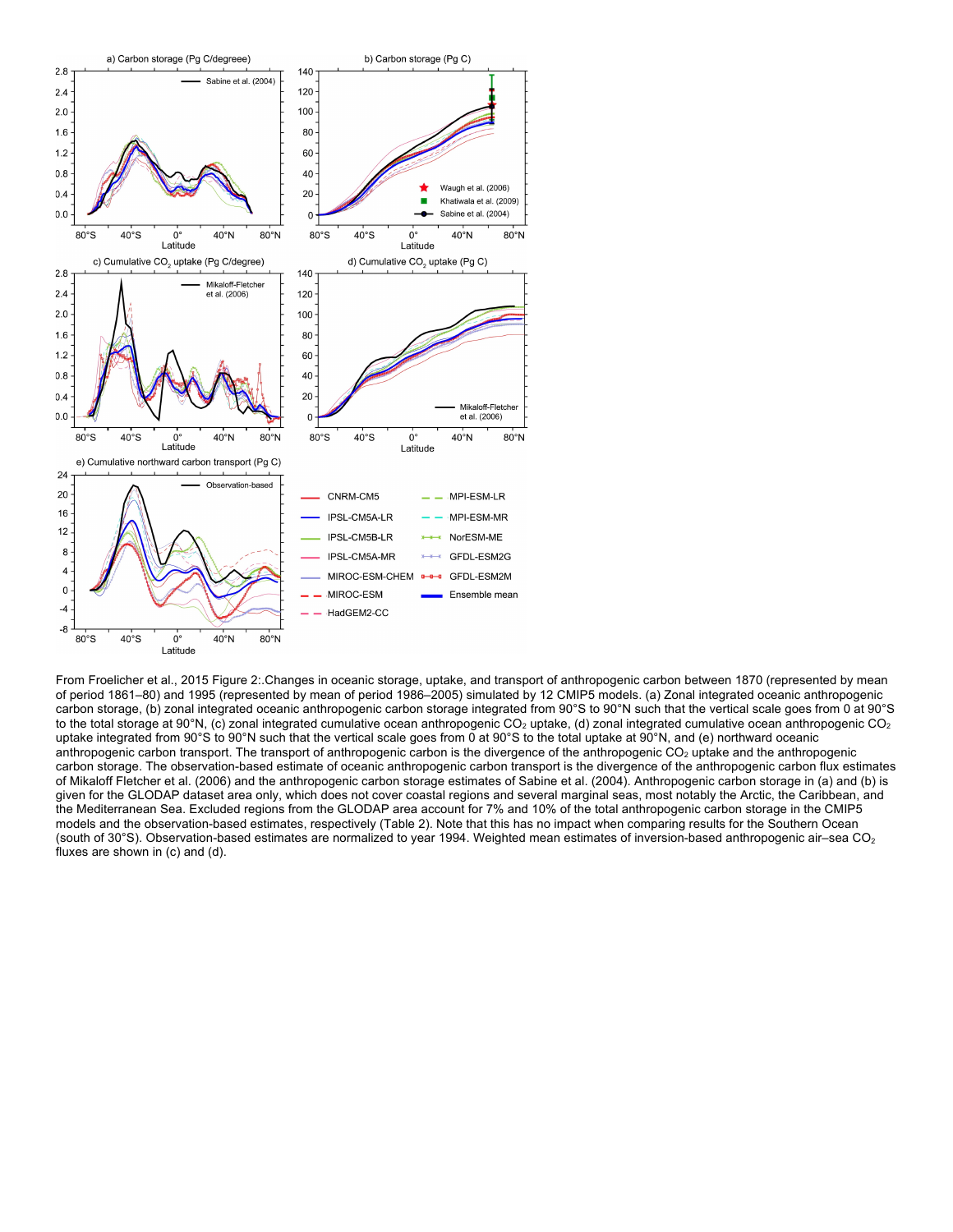a) Carbon storage (Pg C/degree)

Sabine et al. (2004)

2.8
2.4
2.0
1.6
1.2
0.8
0.4
0.0

80°S 40°S 0° 40°N 80°N

Latitude

b) Carbon storage (Pg C)

140
120
100
80
60
40
20
0

Waugh et al. (2006)

Khatiwala et al. (2009)

Sabine et al. (2004)

80°S 40°S 0° 40°N 80°N

Latitude

c) Cumulative $CO_2$ uptake (Pg C/degree)

Mikaloff-Fletcher et al. (2006)

2.8
2.4
2.0
1.6
1.2
0.8
0.4
0.0

80°S 40°S 0° 40°N 80°N

Latitude

d) Cumulative $CO_2$ uptake (Pg C)

140
120
100
80
60
40
20
0

Mikaloff-Fletcher et al. (2006)

80°S 40°S 0° 40°N 80°N

Latitude

e) Cumulative northward carbon transport (Pg C)

Observation-based

24
20
16
12
8
4
0
-4
-8

80°S 40°S 0° 40°N 80°N

Latitude

CNRM-CM5
IPSL-CM5A-LR
IPSL-CM5B-LR
IPSL-CM5A-MR
MIROC-ESM-CHEM
MIROC-ESM
HadGEM2-CC
MPI-ESM-LR
MPI-ESM-MR
NorESM-ME
GFDL-ESM2G
GFDL-ESM2M
Ensemble mean

From Froelicher et al., 2015 Figure 2:.Changes in oceanic storage, uptake, and transport of anthropogenic carbon between 1870 (represented by mean of period 1861–80) and 1995 (represented by mean of period 1986–2005) simulated by 12 CMIP5 models. (a) Zonal integrated oceanic anthropogenic carbon storage, (b) zonal integrated oceanic anthropogenic carbon storage integrated from 90°S to 90°N such that the vertical scale goes from 0 at 90°S to the total storage at 90°N, (c) zonal integrated cumulative ocean anthropogenic $CO_2$ uptake, (d) zonal integrated cumulative ocean anthropogenic $CO_2$ uptake integrated from 90°S to 90°N such that the vertical scale goes from 0 at 90°S to the total uptake at 90°N, and (e) northward oceanic anthropogenic carbon transport. The transport of anthropogenic carbon is the divergence of the anthropogenic $CO_2$ uptake and the anthropogenic carbon storage. The observation-based estimate of oceanic anthropogenic carbon transport is the divergence of the anthropogenic carbon flux estimates of Mikaloff Fletcher et al. (2006) and the anthropogenic carbon storage estimates of Sabine et al. (2004). Anthropogenic carbon storage in (a) and (b) is given for the GLODAP dataset area only, which does not cover coastal regions and several marginal seas, most notably the Arctic, the Caribbean, and the Mediterranean Sea. Excluded regions from the GLODAP area account for 7% and 10% of the total anthropogenic carbon storage in the CMIP5 models and the observation-based estimates, respectively (Table 2). Note that this has no impact when comparing results for the Southern Ocean (south of 30°S). Observation-based estimates are normalized to year 1994. Weighted mean estimates of inversion-based anthropogenic air–sea $CO_2$ fluxes are shown in (c) and (d).